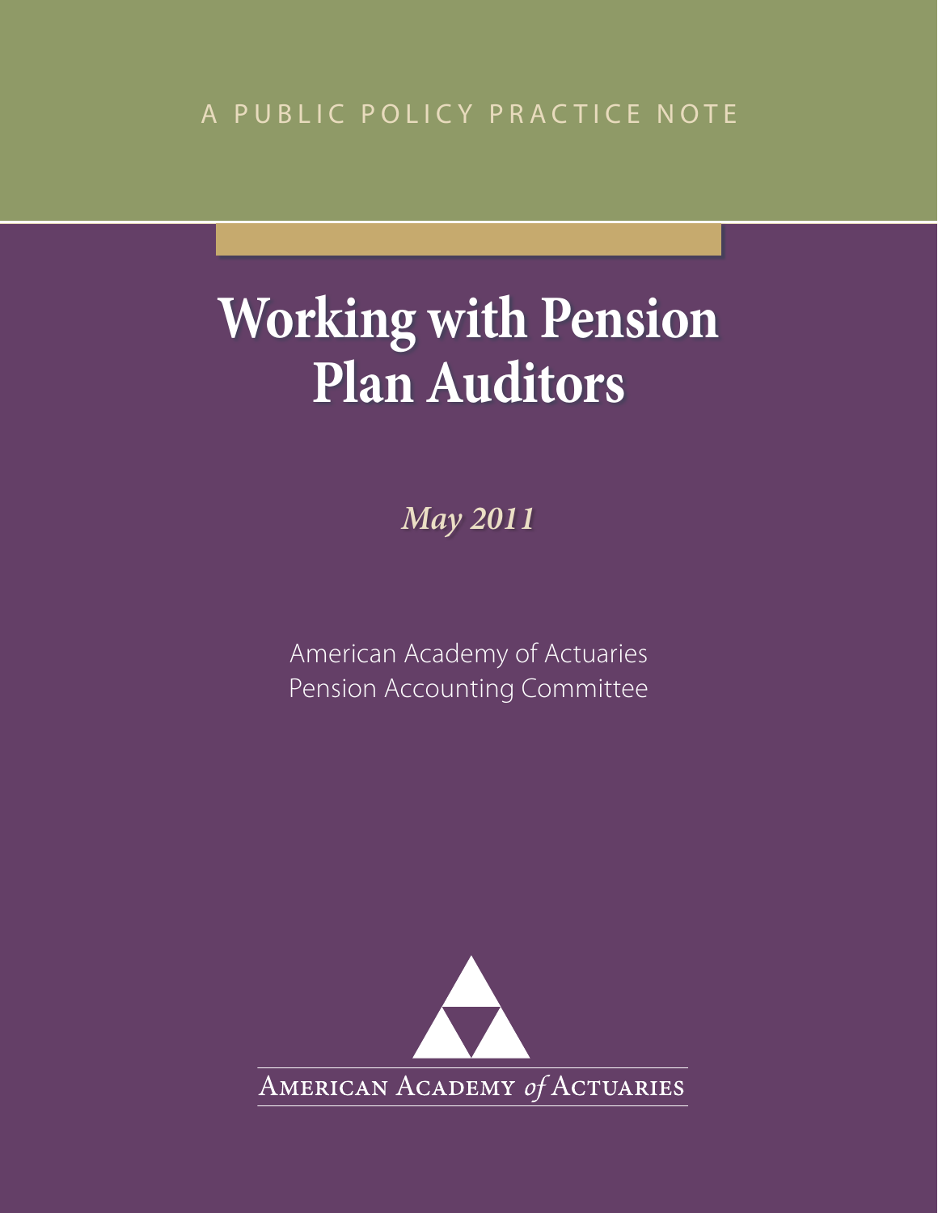A PUBLIC POLICY PRACTICE NOTE

# Working with Pension Plan Auditors

*May 2011*

American Academy of Actuaries
Pension Accounting Committee

AMERICAN ACADEMY *of* ACTUARIES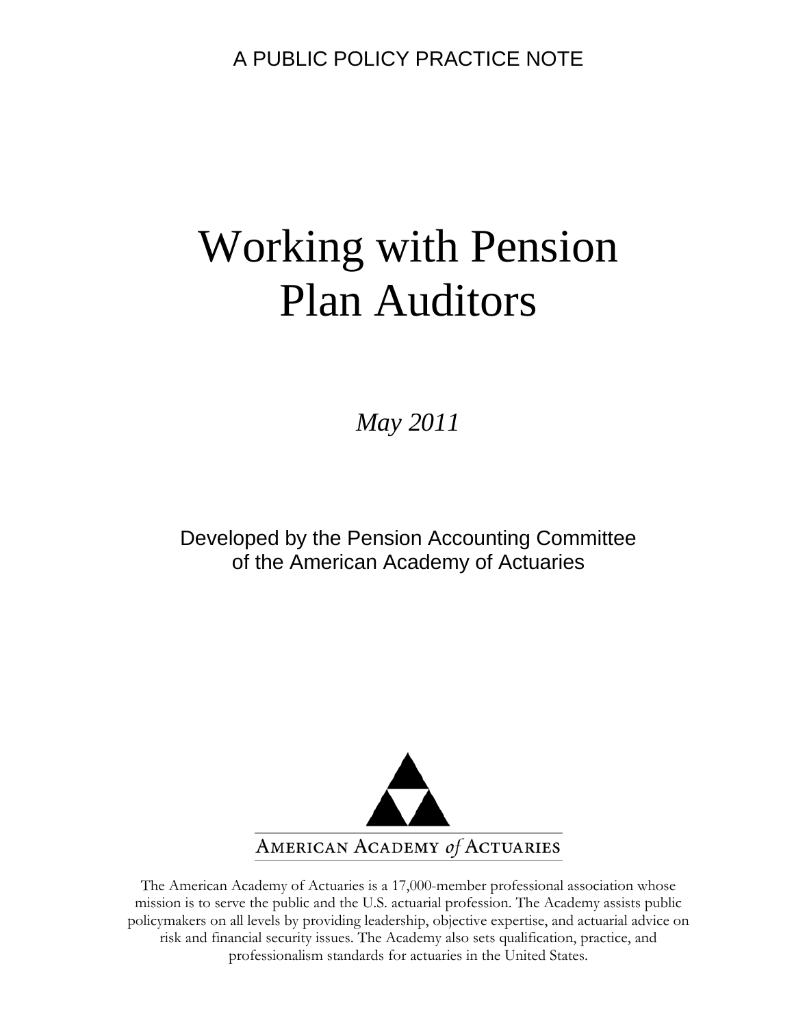A PUBLIC POLICY PRACTICE NOTE

# Working with Pension Plan Auditors

*May 2011*

Developed by the Pension Accounting Committee of the American Academy of Actuaries

AMERICAN ACADEMY *of* ACTUARIES

The American Academy of Actuaries is a 17,000-member professional association whose mission is to serve the public and the U.S. actuarial profession. The Academy assists public policymakers on all levels by providing leadership, objective expertise, and actuarial advice on risk and financial security issues. The Academy also sets qualification, practice, and professionalism standards for actuaries in the United States.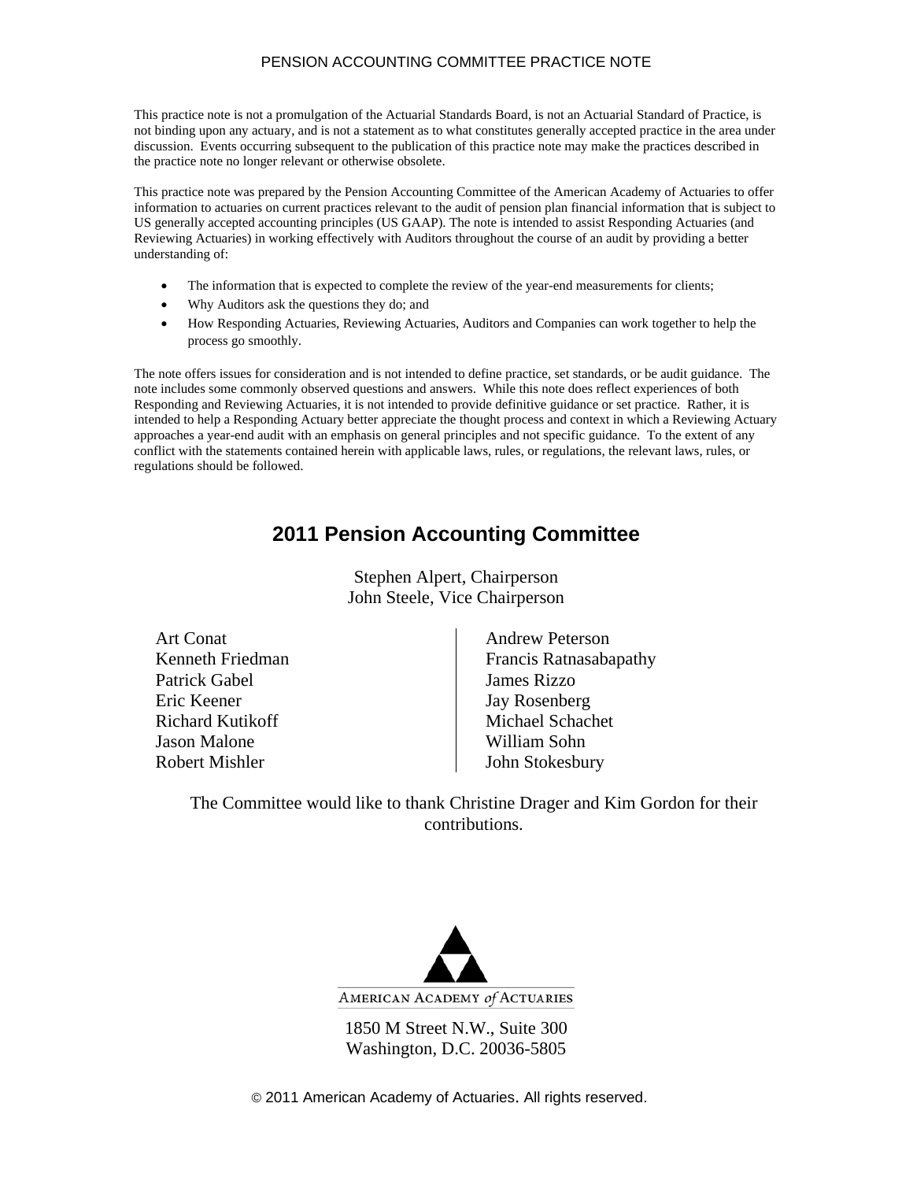PENSION ACCOUNTING COMMITTEE PRACTICE NOTE

This practice note is not a promulgation of the Actuarial Standards Board, is not an Actuarial Standard of Practice, is not binding upon any actuary, and is not a statement as to what constitutes generally accepted practice in the area under discussion. Events occurring subsequent to the publication of this practice note may make the practices described in the practice note no longer relevant or otherwise obsolete.

This practice note was prepared by the Pension Accounting Committee of the American Academy of Actuaries to offer information to actuaries on current practices relevant to the audit of pension plan financial information that is subject to US generally accepted accounting principles (US GAAP). The note is intended to assist Responding Actuaries (and Reviewing Actuaries) in working effectively with Auditors throughout the course of an audit by providing a better understanding of:

- The information that is expected to complete the review of the year-end measurements for clients;
- Why Auditors ask the questions they do; and
- How Responding Actuaries, Reviewing Actuaries, Auditors and Companies can work together to help the process go smoothly.

The note offers issues for consideration and is not intended to define practice, set standards, or be audit guidance. The note includes some commonly observed questions and answers. While this note does reflect experiences of both Responding and Reviewing Actuaries, it is not intended to provide definitive guidance or set practice. Rather, it is intended to help a Responding Actuary better appreciate the thought process and context in which a Reviewing Actuary approaches a year-end audit with an emphasis on general principles and not specific guidance. To the extent of any conflict with the statements contained herein with applicable laws, rules, or regulations, the relevant laws, rules, or regulations should be followed.

## 2011 Pension Accounting Committee

Stephen Alpert, Chairperson
John Steele, Vice Chairperson

Art Conat
Kenneth Friedman
Patrick Gabel
Eric Keener
Richard Kutikoff
Jason Malone
Robert Mishler
Andrew Peterson
Francis Ratnasabapathy
James Rizzo
Jay Rosenberg
Michael Schachet
William Sohn
John Stokesbury

The Committee would like to thank Christine Drager and Kim Gordon for their contributions.

AMERICAN ACADEMY *of* ACTUARIES

1850 M Street N.W., Suite 300
Washington, D.C. 20036-5805

© 2011 American Academy of Actuaries. All rights reserved.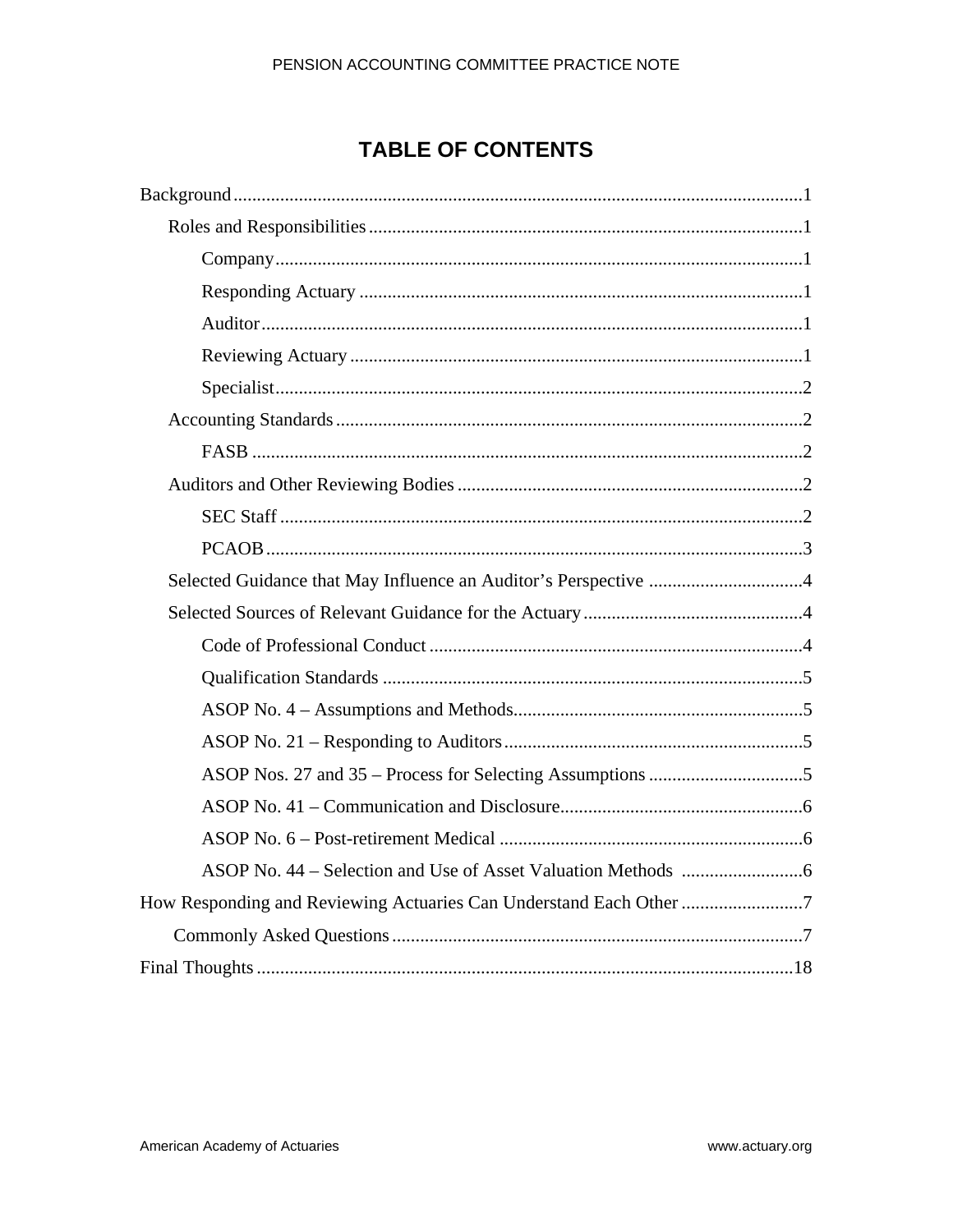# TABLE OF CONTENTS

Background .......................................................................................................................1

- Roles and Responsibilities .............................................................................................1
  - Company .................................................................................................................1
  - Responding Actuary ...............................................................................................1
  - Auditor ....................................................................................................................1
  - Reviewing Actuary .................................................................................................1
  - Specialist .................................................................................................................2
- Accounting Standards ....................................................................................................2
  - FASB ......................................................................................................................2
- Auditors and Other Reviewing Bodies ..........................................................................2
  - SEC Staff ................................................................................................................2
  - PCAOB ...................................................................................................................3
- Selected Guidance that May Influence an Auditor's Perspective .................................4
- Selected Sources of Relevant Guidance for the Actuary ...............................................4
  - Code of Professional Conduct ...............................................................................4
  - Qualification Standards .........................................................................................5
  - ASOP No. 4 – Assumptions and Methods.............................................................5
  - ASOP No. 21 – Responding to Auditors................................................................5
  - ASOP Nos. 27 and 35 – Process for Selecting Assumptions .................................5
  - ASOP No. 41 – Communication and Disclosure...................................................6
  - ASOP No. 6 – Post-retirement Medical .................................................................6
  - ASOP No. 44 – Selection and Use of Asset Valuation Methods ..........................6

How Responding and Reviewing Actuaries Can Understand Each Other ..........................7

- Commonly Asked Questions ........................................................................................7

Final Thoughts ..................................................................................................................18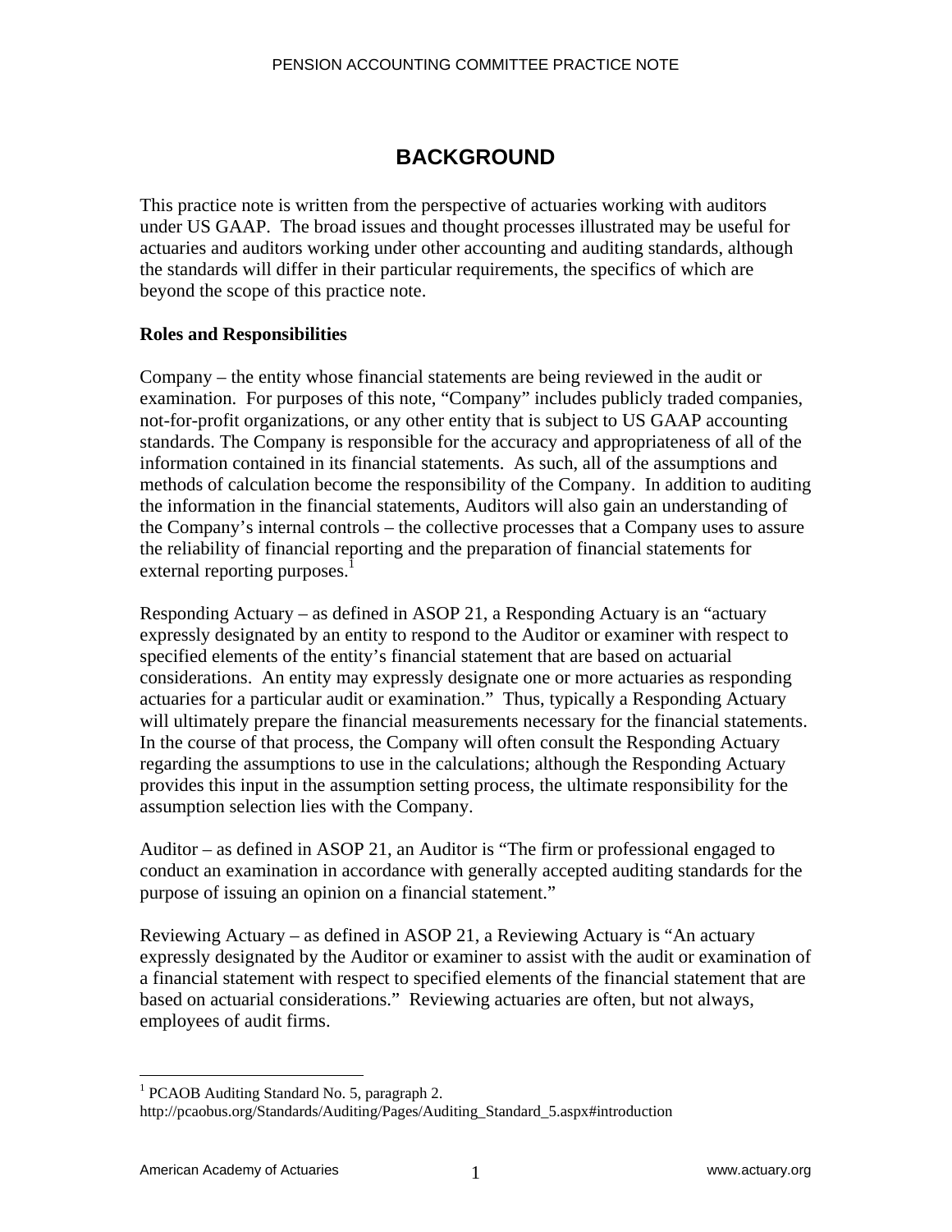# BACKGROUND

This practice note is written from the perspective of actuaries working with auditors under US GAAP. The broad issues and thought processes illustrated may be useful for actuaries and auditors working under other accounting and auditing standards, although the standards will differ in their particular requirements, the specifics of which are beyond the scope of this practice note.

**Roles and Responsibilities**

Company – the entity whose financial statements are being reviewed in the audit or examination. For purposes of this note, "Company" includes publicly traded companies, not-for-profit organizations, or any other entity that is subject to US GAAP accounting standards. The Company is responsible for the accuracy and appropriateness of all of the information contained in its financial statements. As such, all of the assumptions and methods of calculation become the responsibility of the Company. In addition to auditing the information in the financial statements, Auditors will also gain an understanding of the Company's internal controls – the collective processes that a Company uses to assure the reliability of financial reporting and the preparation of financial statements for external reporting purposes.[1]

Responding Actuary – as defined in ASOP 21, a Responding Actuary is an "actuary expressly designated by an entity to respond to the Auditor or examiner with respect to specified elements of the entity's financial statement that are based on actuarial considerations. An entity may expressly designate one or more actuaries as responding actuaries for a particular audit or examination." Thus, typically a Responding Actuary will ultimately prepare the financial measurements necessary for the financial statements. In the course of that process, the Company will often consult the Responding Actuary regarding the assumptions to use in the calculations; although the Responding Actuary provides this input in the assumption setting process, the ultimate responsibility for the assumption selection lies with the Company.

Auditor – as defined in ASOP 21, an Auditor is "The firm or professional engaged to conduct an examination in accordance with generally accepted auditing standards for the purpose of issuing an opinion on a financial statement."

Reviewing Actuary – as defined in ASOP 21, a Reviewing Actuary is "An actuary expressly designated by the Auditor or examiner to assist with the audit or examination of a financial statement with respect to specified elements of the financial statement that are based on actuarial considerations." Reviewing actuaries are often, but not always, employees of audit firms.

---

[1] PCAOB Auditing Standard No. 5, paragraph 2.
http://pcaobus.org/Standards/Auditing/Pages/Auditing_Standard_5.aspx#introduction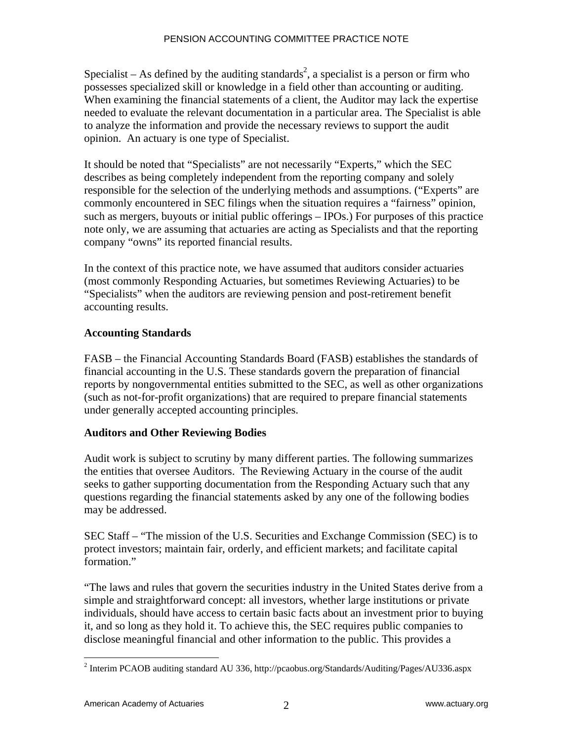Specialist – As defined by the auditing standards[2], a specialist is a person or firm who possesses specialized skill or knowledge in a field other than accounting or auditing. When examining the financial statements of a client, the Auditor may lack the expertise needed to evaluate the relevant documentation in a particular area. The Specialist is able to analyze the information and provide the necessary reviews to support the audit opinion. An actuary is one type of Specialist.

It should be noted that "Specialists" are not necessarily "Experts," which the SEC describes as being completely independent from the reporting company and solely responsible for the selection of the underlying methods and assumptions. ("Experts" are commonly encountered in SEC filings when the situation requires a "fairness" opinion, such as mergers, buyouts or initial public offerings – IPOs.) For purposes of this practice note only, we are assuming that actuaries are acting as Specialists and that the reporting company "owns" its reported financial results.

In the context of this practice note, we have assumed that auditors consider actuaries (most commonly Responding Actuaries, but sometimes Reviewing Actuaries) to be "Specialists" when the auditors are reviewing pension and post-retirement benefit accounting results.

**Accounting Standards**

FASB – the Financial Accounting Standards Board (FASB) establishes the standards of financial accounting in the U.S. These standards govern the preparation of financial reports by nongovernmental entities submitted to the SEC, as well as other organizations (such as not-for-profit organizations) that are required to prepare financial statements under generally accepted accounting principles.

**Auditors and Other Reviewing Bodies**

Audit work is subject to scrutiny by many different parties. The following summarizes the entities that oversee Auditors. The Reviewing Actuary in the course of the audit seeks to gather supporting documentation from the Responding Actuary such that any questions regarding the financial statements asked by any one of the following bodies may be addressed.

SEC Staff – "The mission of the U.S. Securities and Exchange Commission (SEC) is to protect investors; maintain fair, orderly, and efficient markets; and facilitate capital formation."

"The laws and rules that govern the securities industry in the United States derive from a simple and straightforward concept: all investors, whether large institutions or private individuals, should have access to certain basic facts about an investment prior to buying it, and so long as they hold it. To achieve this, the SEC requires public companies to disclose meaningful financial and other information to the public. This provides a

[2] Interim PCAOB auditing standard AU 336, http://pcaobus.org/Standards/Auditing/Pages/AU336.aspx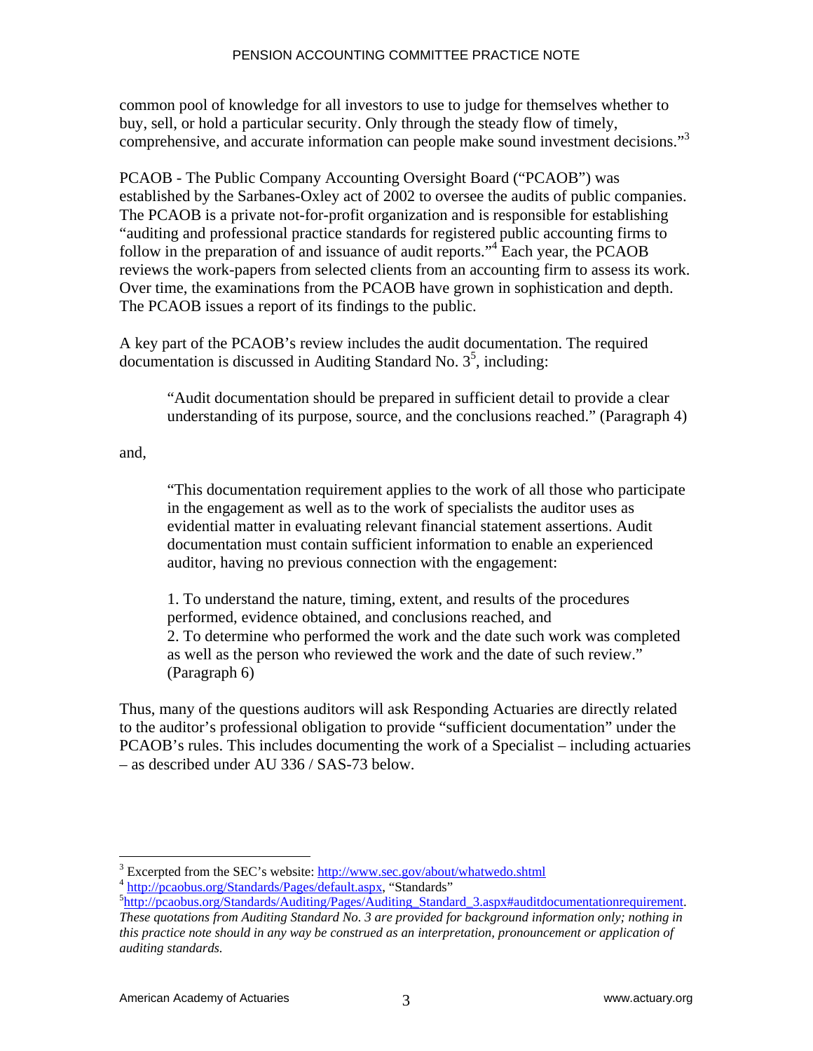common pool of knowledge for all investors to use to judge for themselves whether to buy, sell, or hold a particular security. Only through the steady flow of timely, comprehensive, and accurate information can people make sound investment decisions."[3]

PCAOB - The Public Company Accounting Oversight Board ("PCAOB") was established by the Sarbanes-Oxley act of 2002 to oversee the audits of public companies. The PCAOB is a private not-for-profit organization and is responsible for establishing "auditing and professional practice standards for registered public accounting firms to follow in the preparation of and issuance of audit reports."[4] Each year, the PCAOB reviews the work-papers from selected clients from an accounting firm to assess its work. Over time, the examinations from the PCAOB have grown in sophistication and depth. The PCAOB issues a report of its findings to the public.

A key part of the PCAOB's review includes the audit documentation. The required documentation is discussed in Auditing Standard No. 3[5], including:

> "Audit documentation should be prepared in sufficient detail to provide a clear understanding of its purpose, source, and the conclusions reached." (Paragraph 4)

and,

> "This documentation requirement applies to the work of all those who participate in the engagement as well as to the work of specialists the auditor uses as evidential matter in evaluating relevant financial statement assertions. Audit documentation must contain sufficient information to enable an experienced auditor, having no previous connection with the engagement:
>
> 1. To understand the nature, timing, extent, and results of the procedures performed, evidence obtained, and conclusions reached, and
> 2. To determine who performed the work and the date such work was completed as well as the person who reviewed the work and the date of such review." (Paragraph 6)

Thus, many of the questions auditors will ask Responding Actuaries are directly related to the auditor's professional obligation to provide "sufficient documentation" under the PCAOB's rules. This includes documenting the work of a Specialist – including actuaries – as described under AU 336 / SAS-73 below.

---

[3] Excerpted from the SEC's website: http://www.sec.gov/about/whatwedo.shtml

[4] http://pcaobus.org/Standards/Pages/default.aspx, "Standards"

[5] http://pcaobus.org/Standards/Auditing/Pages/Auditing_Standard_3.aspx#auditdocumentationrequirement. *These quotations from Auditing Standard No. 3 are provided for background information only; nothing in this practice note should in any way be construed as an interpretation, pronouncement or application of auditing standards.*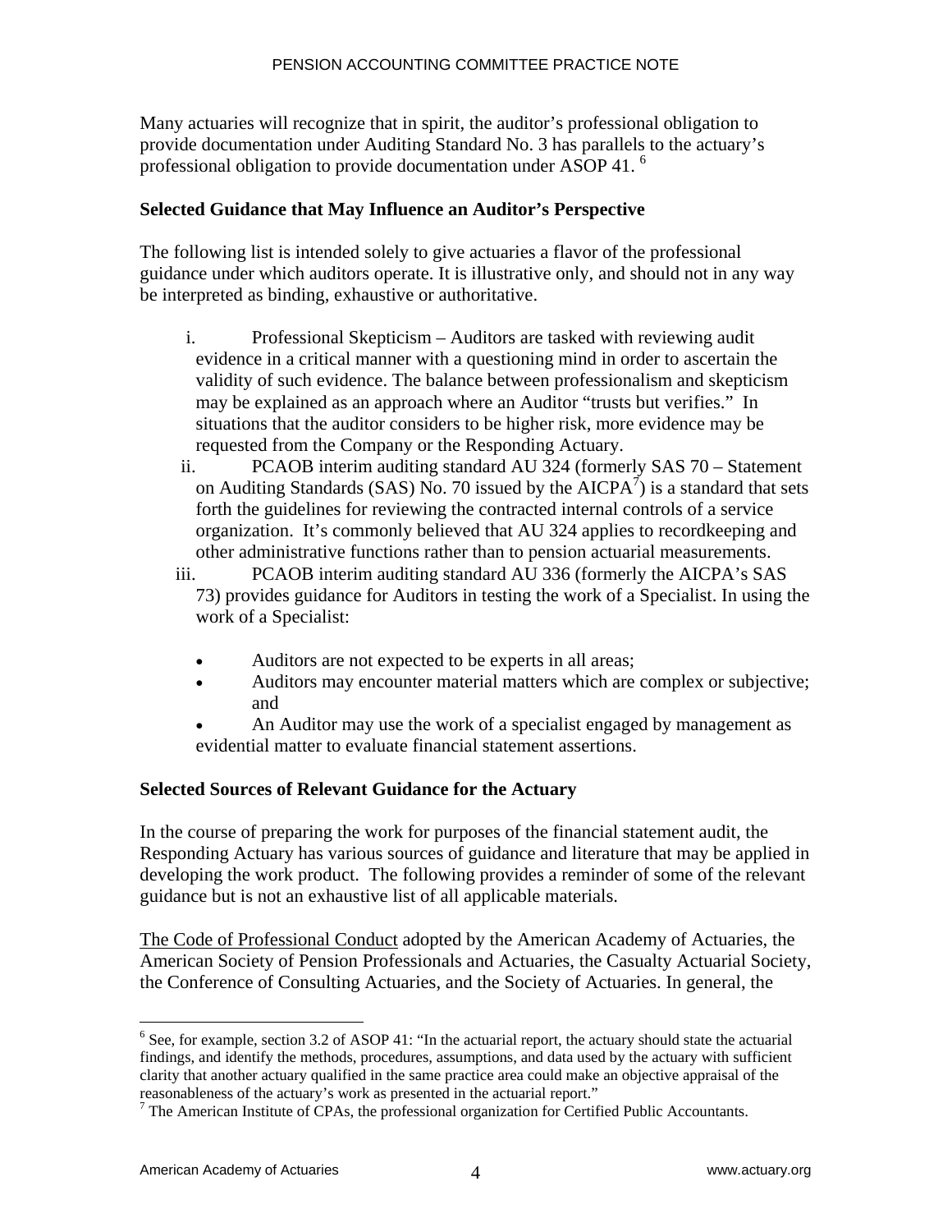Many actuaries will recognize that in spirit, the auditor's professional obligation to provide documentation under Auditing Standard No. 3 has parallels to the actuary's professional obligation to provide documentation under ASOP 41. [6]

**Selected Guidance that May Influence an Auditor's Perspective**

The following list is intended solely to give actuaries a flavor of the professional guidance under which auditors operate. It is illustrative only, and should not in any way be interpreted as binding, exhaustive or authoritative.

i. Professional Skepticism – Auditors are tasked with reviewing audit evidence in a critical manner with a questioning mind in order to ascertain the validity of such evidence. The balance between professionalism and skepticism may be explained as an approach where an Auditor "trusts but verifies." In situations that the auditor considers to be higher risk, more evidence may be requested from the Company or the Responding Actuary.

ii. PCAOB interim auditing standard AU 324 (formerly SAS 70 – Statement on Auditing Standards (SAS) No. 70 issued by the AICPA[7]) is a standard that sets forth the guidelines for reviewing the contracted internal controls of a service organization. It's commonly believed that AU 324 applies to recordkeeping and other administrative functions rather than to pension actuarial measurements.

iii. PCAOB interim auditing standard AU 336 (formerly the AICPA's SAS 73) provides guidance for Auditors in testing the work of a Specialist. In using the work of a Specialist:

- Auditors are not expected to be experts in all areas;
- Auditors may encounter material matters which are complex or subjective; and
- An Auditor may use the work of a specialist engaged by management as evidential matter to evaluate financial statement assertions.

**Selected Sources of Relevant Guidance for the Actuary**

In the course of preparing the work for purposes of the financial statement audit, the Responding Actuary has various sources of guidance and literature that may be applied in developing the work product. The following provides a reminder of some of the relevant guidance but is not an exhaustive list of all applicable materials.

<u>The Code of Professional Conduct</u> adopted by the American Academy of Actuaries, the American Society of Pension Professionals and Actuaries, the Casualty Actuarial Society, the Conference of Consulting Actuaries, and the Society of Actuaries. In general, the

---

[6] See, for example, section 3.2 of ASOP 41: "In the actuarial report, the actuary should state the actuarial findings, and identify the methods, procedures, assumptions, and data used by the actuary with sufficient clarity that another actuary qualified in the same practice area could make an objective appraisal of the reasonableness of the actuary's work as presented in the actuarial report."

[7] The American Institute of CPAs, the professional organization for Certified Public Accountants.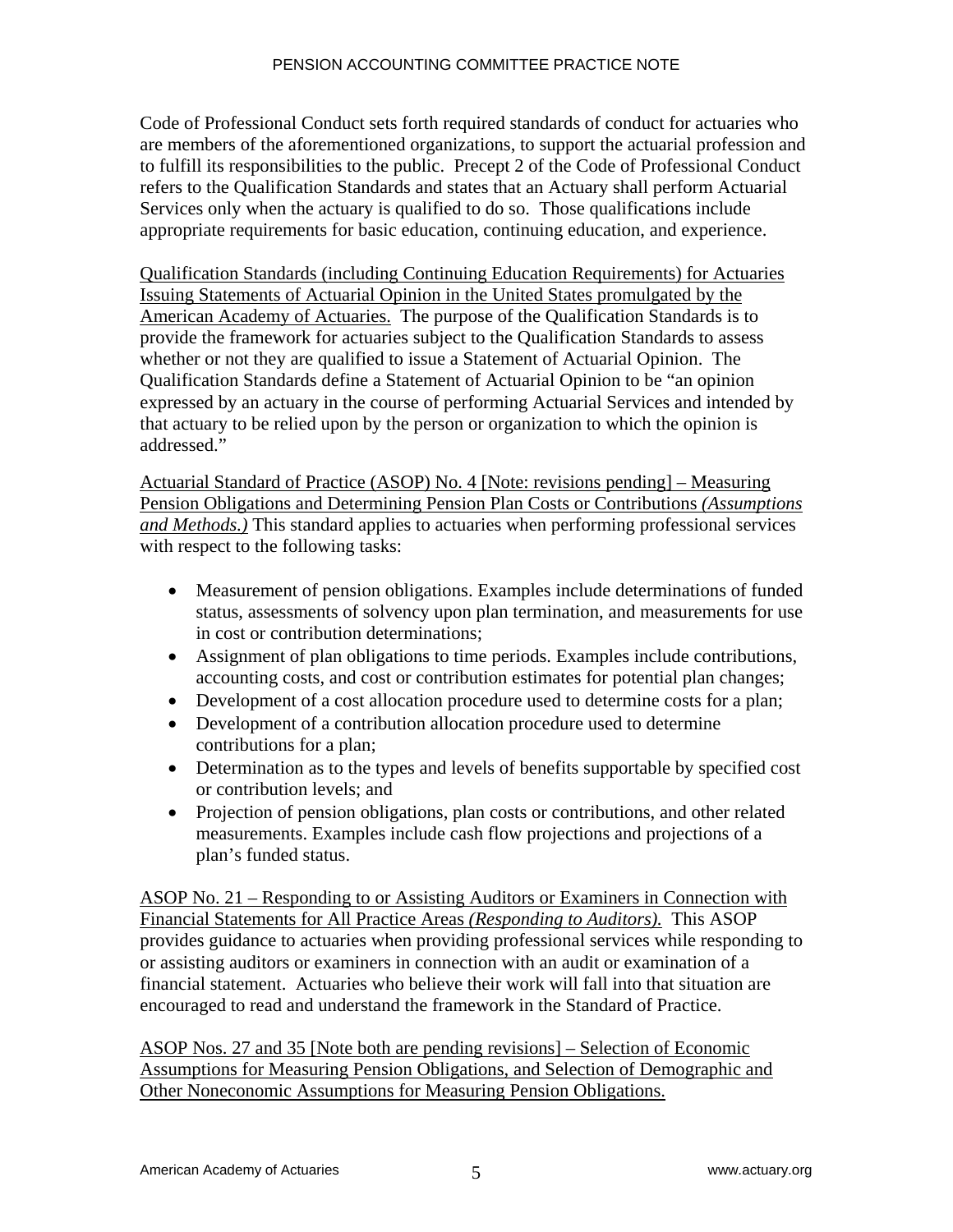Code of Professional Conduct sets forth required standards of conduct for actuaries who are members of the aforementioned organizations, to support the actuarial profession and to fulfill its responsibilities to the public. Precept 2 of the Code of Professional Conduct refers to the Qualification Standards and states that an Actuary shall perform Actuarial Services only when the actuary is qualified to do so. Those qualifications include appropriate requirements for basic education, continuing education, and experience.

<u>Qualification Standards (including Continuing Education Requirements) for Actuaries Issuing Statements of Actuarial Opinion in the United States promulgated by the American Academy of Actuaries.</u> The purpose of the Qualification Standards is to provide the framework for actuaries subject to the Qualification Standards to assess whether or not they are qualified to issue a Statement of Actuarial Opinion. The Qualification Standards define a Statement of Actuarial Opinion to be "an opinion expressed by an actuary in the course of performing Actuarial Services and intended by that actuary to be relied upon by the person or organization to which the opinion is addressed."

<u>Actuarial Standard of Practice (ASOP) No. 4 [Note: revisions pending] – Measuring Pension Obligations and Determining Pension Plan Costs or Contributions *(Assumptions and Methods.)*</u> This standard applies to actuaries when performing professional services with respect to the following tasks:

- Measurement of pension obligations. Examples include determinations of funded status, assessments of solvency upon plan termination, and measurements for use in cost or contribution determinations;
- Assignment of plan obligations to time periods. Examples include contributions, accounting costs, and cost or contribution estimates for potential plan changes;
- Development of a cost allocation procedure used to determine costs for a plan;
- Development of a contribution allocation procedure used to determine contributions for a plan;
- Determination as to the types and levels of benefits supportable by specified cost or contribution levels; and
- Projection of pension obligations, plan costs or contributions, and other related measurements. Examples include cash flow projections and projections of a plan's funded status.

<u>ASOP No. 21 – Responding to or Assisting Auditors or Examiners in Connection with Financial Statements for All Practice Areas *(Responding to Auditors).*</u> This ASOP provides guidance to actuaries when providing professional services while responding to or assisting auditors or examiners in connection with an audit or examination of a financial statement. Actuaries who believe their work will fall into that situation are encouraged to read and understand the framework in the Standard of Practice.

<u>ASOP Nos. 27 and 35 [Note both are pending revisions] – Selection of Economic Assumptions for Measuring Pension Obligations, and Selection of Demographic and Other Noneconomic Assumptions for Measuring Pension Obligations.</u>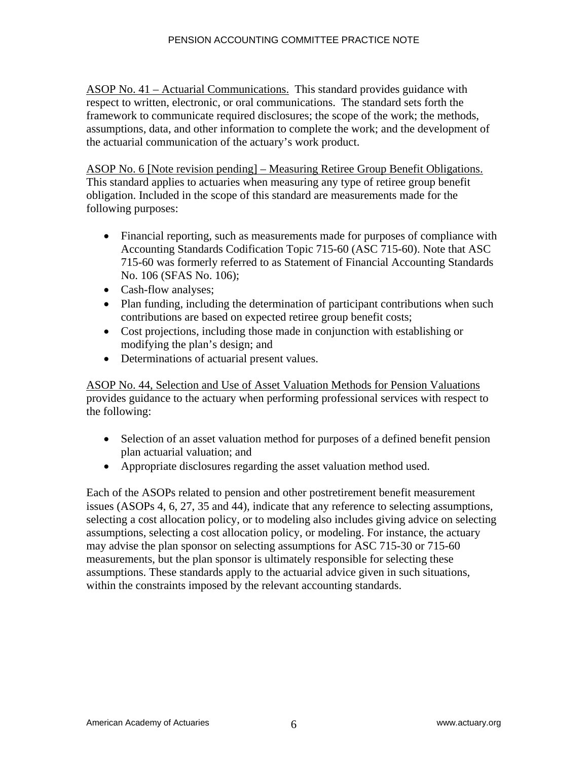ASOP No. 41 – Actuarial Communications. This standard provides guidance with respect to written, electronic, or oral communications. The standard sets forth the framework to communicate required disclosures; the scope of the work; the methods, assumptions, data, and other information to complete the work; and the development of the actuarial communication of the actuary's work product.

ASOP No. 6 [Note revision pending] – Measuring Retiree Group Benefit Obligations. This standard applies to actuaries when measuring any type of retiree group benefit obligation. Included in the scope of this standard are measurements made for the following purposes:

- Financial reporting, such as measurements made for purposes of compliance with Accounting Standards Codification Topic 715-60 (ASC 715-60). Note that ASC 715-60 was formerly referred to as Statement of Financial Accounting Standards No. 106 (SFAS No. 106);
- Cash-flow analyses;
- Plan funding, including the determination of participant contributions when such contributions are based on expected retiree group benefit costs;
- Cost projections, including those made in conjunction with establishing or modifying the plan's design; and
- Determinations of actuarial present values.

ASOP No. 44, Selection and Use of Asset Valuation Methods for Pension Valuations provides guidance to the actuary when performing professional services with respect to the following:

- Selection of an asset valuation method for purposes of a defined benefit pension plan actuarial valuation; and
- Appropriate disclosures regarding the asset valuation method used.

Each of the ASOPs related to pension and other postretirement benefit measurement issues (ASOPs 4, 6, 27, 35 and 44), indicate that any reference to selecting assumptions, selecting a cost allocation policy, or to modeling also includes giving advice on selecting assumptions, selecting a cost allocation policy, or modeling. For instance, the actuary may advise the plan sponsor on selecting assumptions for ASC 715-30 or 715-60 measurements, but the plan sponsor is ultimately responsible for selecting these assumptions. These standards apply to the actuarial advice given in such situations, within the constraints imposed by the relevant accounting standards.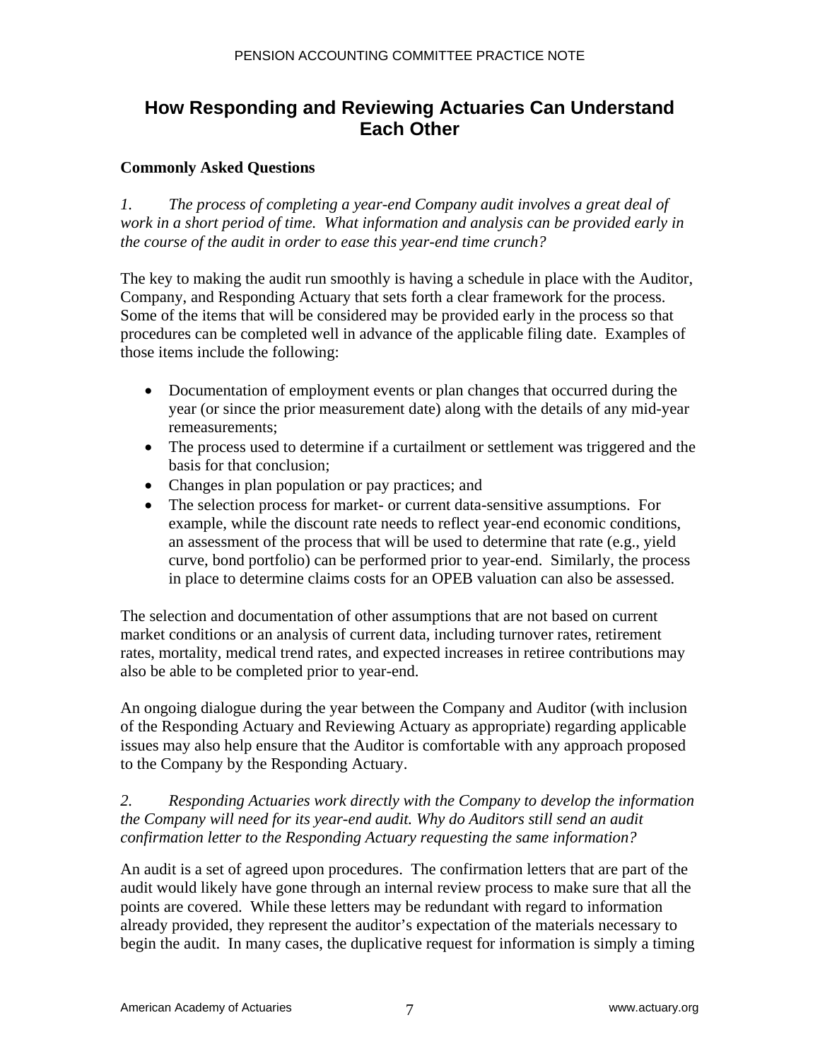## How Responding and Reviewing Actuaries Can Understand Each Other

**Commonly Asked Questions**

*1. The process of completing a year-end Company audit involves a great deal of work in a short period of time. What information and analysis can be provided early in the course of the audit in order to ease this year-end time crunch?*

The key to making the audit run smoothly is having a schedule in place with the Auditor, Company, and Responding Actuary that sets forth a clear framework for the process. Some of the items that will be considered may be provided early in the process so that procedures can be completed well in advance of the applicable filing date. Examples of those items include the following:

- Documentation of employment events or plan changes that occurred during the year (or since the prior measurement date) along with the details of any mid-year remeasurements;
- The process used to determine if a curtailment or settlement was triggered and the basis for that conclusion;
- Changes in plan population or pay practices; and
- The selection process for market- or current data-sensitive assumptions. For example, while the discount rate needs to reflect year-end economic conditions, an assessment of the process that will be used to determine that rate (e.g., yield curve, bond portfolio) can be performed prior to year-end. Similarly, the process in place to determine claims costs for an OPEB valuation can also be assessed.

The selection and documentation of other assumptions that are not based on current market conditions or an analysis of current data, including turnover rates, retirement rates, mortality, medical trend rates, and expected increases in retiree contributions may also be able to be completed prior to year-end.

An ongoing dialogue during the year between the Company and Auditor (with inclusion of the Responding Actuary and Reviewing Actuary as appropriate) regarding applicable issues may also help ensure that the Auditor is comfortable with any approach proposed to the Company by the Responding Actuary.

*2. Responding Actuaries work directly with the Company to develop the information the Company will need for its year-end audit. Why do Auditors still send an audit confirmation letter to the Responding Actuary requesting the same information?*

An audit is a set of agreed upon procedures. The confirmation letters that are part of the audit would likely have gone through an internal review process to make sure that all the points are covered. While these letters may be redundant with regard to information already provided, they represent the auditor's expectation of the materials necessary to begin the audit. In many cases, the duplicative request for information is simply a timing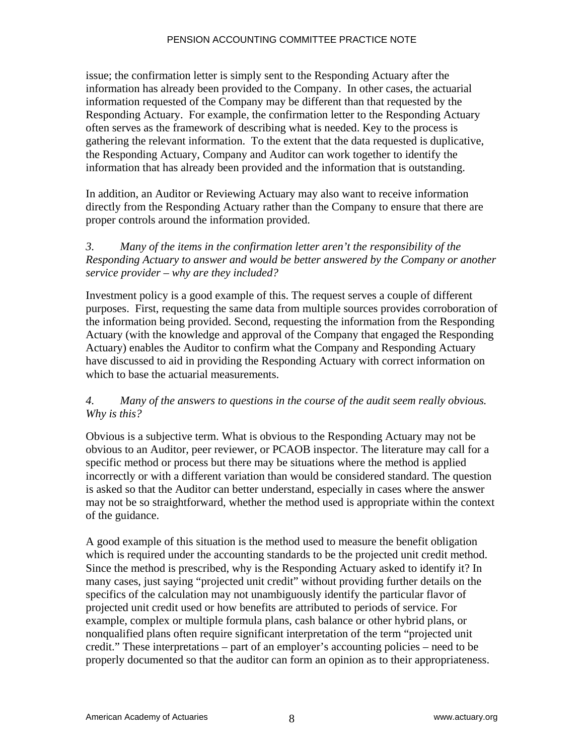issue; the confirmation letter is simply sent to the Responding Actuary after the information has already been provided to the Company. In other cases, the actuarial information requested of the Company may be different than that requested by the Responding Actuary. For example, the confirmation letter to the Responding Actuary often serves as the framework of describing what is needed. Key to the process is gathering the relevant information. To the extent that the data requested is duplicative, the Responding Actuary, Company and Auditor can work together to identify the information that has already been provided and the information that is outstanding.

In addition, an Auditor or Reviewing Actuary may also want to receive information directly from the Responding Actuary rather than the Company to ensure that there are proper controls around the information provided.

*3. Many of the items in the confirmation letter aren't the responsibility of the Responding Actuary to answer and would be better answered by the Company or another service provider – why are they included?*

Investment policy is a good example of this. The request serves a couple of different purposes. First, requesting the same data from multiple sources provides corroboration of the information being provided. Second, requesting the information from the Responding Actuary (with the knowledge and approval of the Company that engaged the Responding Actuary) enables the Auditor to confirm what the Company and Responding Actuary have discussed to aid in providing the Responding Actuary with correct information on which to base the actuarial measurements.

*4. Many of the answers to questions in the course of the audit seem really obvious. Why is this?*

Obvious is a subjective term. What is obvious to the Responding Actuary may not be obvious to an Auditor, peer reviewer, or PCAOB inspector. The literature may call for a specific method or process but there may be situations where the method is applied incorrectly or with a different variation than would be considered standard. The question is asked so that the Auditor can better understand, especially in cases where the answer may not be so straightforward, whether the method used is appropriate within the context of the guidance.

A good example of this situation is the method used to measure the benefit obligation which is required under the accounting standards to be the projected unit credit method. Since the method is prescribed, why is the Responding Actuary asked to identify it? In many cases, just saying "projected unit credit" without providing further details on the specifics of the calculation may not unambiguously identify the particular flavor of projected unit credit used or how benefits are attributed to periods of service. For example, complex or multiple formula plans, cash balance or other hybrid plans, or nonqualified plans often require significant interpretation of the term "projected unit credit." These interpretations – part of an employer's accounting policies – need to be properly documented so that the auditor can form an opinion as to their appropriateness.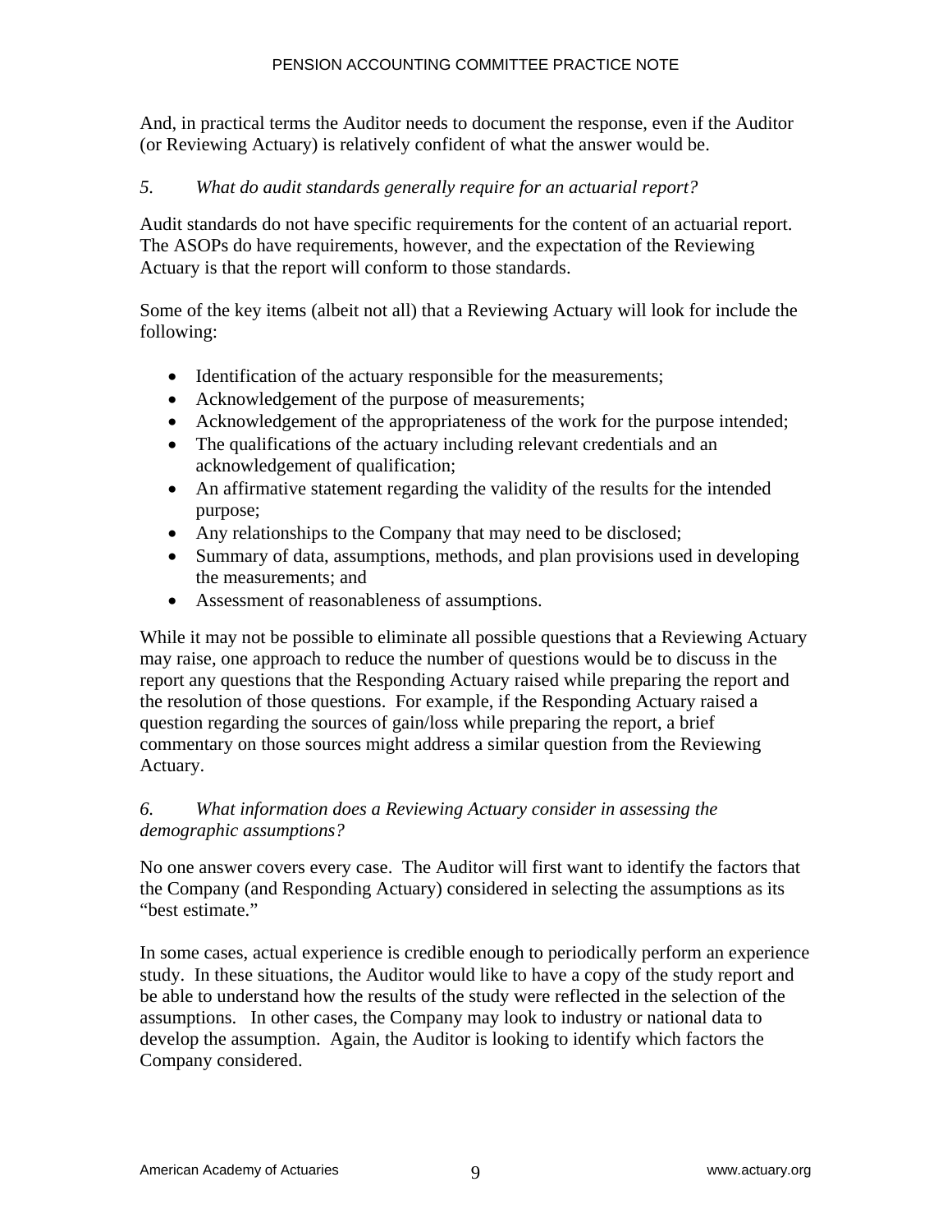And, in practical terms the Auditor needs to document the response, even if the Auditor (or Reviewing Actuary) is relatively confident of what the answer would be.

*5. What do audit standards generally require for an actuarial report?*

Audit standards do not have specific requirements for the content of an actuarial report. The ASOPs do have requirements, however, and the expectation of the Reviewing Actuary is that the report will conform to those standards.

Some of the key items (albeit not all) that a Reviewing Actuary will look for include the following:

- Identification of the actuary responsible for the measurements;
- Acknowledgement of the purpose of measurements;
- Acknowledgement of the appropriateness of the work for the purpose intended;
- The qualifications of the actuary including relevant credentials and an acknowledgement of qualification;
- An affirmative statement regarding the validity of the results for the intended purpose;
- Any relationships to the Company that may need to be disclosed;
- Summary of data, assumptions, methods, and plan provisions used in developing the measurements; and
- Assessment of reasonableness of assumptions.

While it may not be possible to eliminate all possible questions that a Reviewing Actuary may raise, one approach to reduce the number of questions would be to discuss in the report any questions that the Responding Actuary raised while preparing the report and the resolution of those questions. For example, if the Responding Actuary raised a question regarding the sources of gain/loss while preparing the report, a brief commentary on those sources might address a similar question from the Reviewing Actuary.

*6. What information does a Reviewing Actuary consider in assessing the demographic assumptions?*

No one answer covers every case. The Auditor will first want to identify the factors that the Company (and Responding Actuary) considered in selecting the assumptions as its "best estimate."

In some cases, actual experience is credible enough to periodically perform an experience study. In these situations, the Auditor would like to have a copy of the study report and be able to understand how the results of the study were reflected in the selection of the assumptions. In other cases, the Company may look to industry or national data to develop the assumption. Again, the Auditor is looking to identify which factors the Company considered.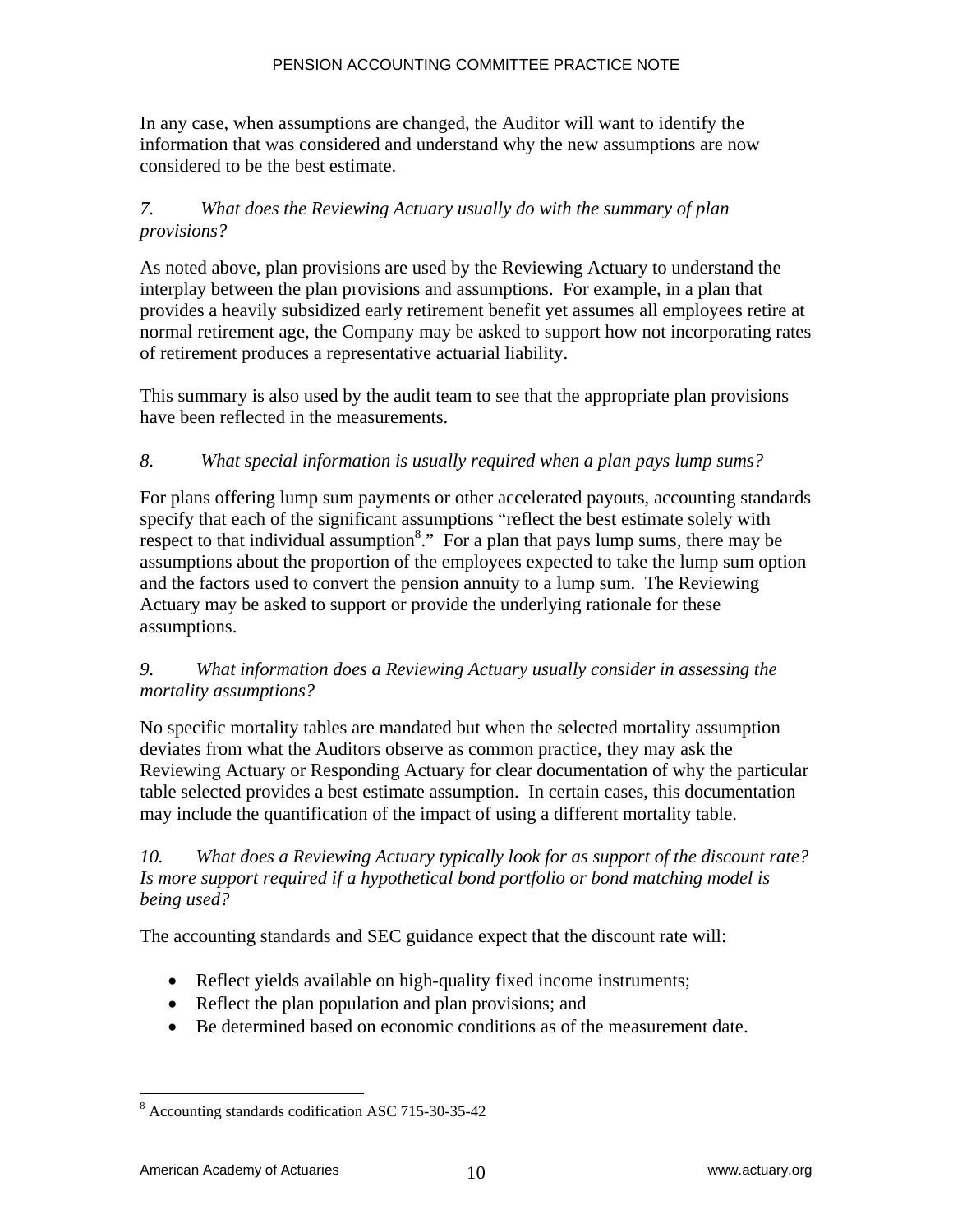In any case, when assumptions are changed, the Auditor will want to identify the information that was considered and understand why the new assumptions are now considered to be the best estimate.

*7. What does the Reviewing Actuary usually do with the summary of plan provisions?*

As noted above, plan provisions are used by the Reviewing Actuary to understand the interplay between the plan provisions and assumptions. For example, in a plan that provides a heavily subsidized early retirement benefit yet assumes all employees retire at normal retirement age, the Company may be asked to support how not incorporating rates of retirement produces a representative actuarial liability.

This summary is also used by the audit team to see that the appropriate plan provisions have been reflected in the measurements.

*8. What special information is usually required when a plan pays lump sums?*

For plans offering lump sum payments or other accelerated payouts, accounting standards specify that each of the significant assumptions "reflect the best estimate solely with respect to that individual assumption[8]." For a plan that pays lump sums, there may be assumptions about the proportion of the employees expected to take the lump sum option and the factors used to convert the pension annuity to a lump sum. The Reviewing Actuary may be asked to support or provide the underlying rationale for these assumptions.

*9. What information does a Reviewing Actuary usually consider in assessing the mortality assumptions?*

No specific mortality tables are mandated but when the selected mortality assumption deviates from what the Auditors observe as common practice, they may ask the Reviewing Actuary or Responding Actuary for clear documentation of why the particular table selected provides a best estimate assumption. In certain cases, this documentation may include the quantification of the impact of using a different mortality table.

*10. What does a Reviewing Actuary typically look for as support of the discount rate? Is more support required if a hypothetical bond portfolio or bond matching model is being used?*

The accounting standards and SEC guidance expect that the discount rate will:

- Reflect yields available on high-quality fixed income instruments;
- Reflect the plan population and plan provisions; and
- Be determined based on economic conditions as of the measurement date.

---

[8] Accounting standards codification ASC 715-30-35-42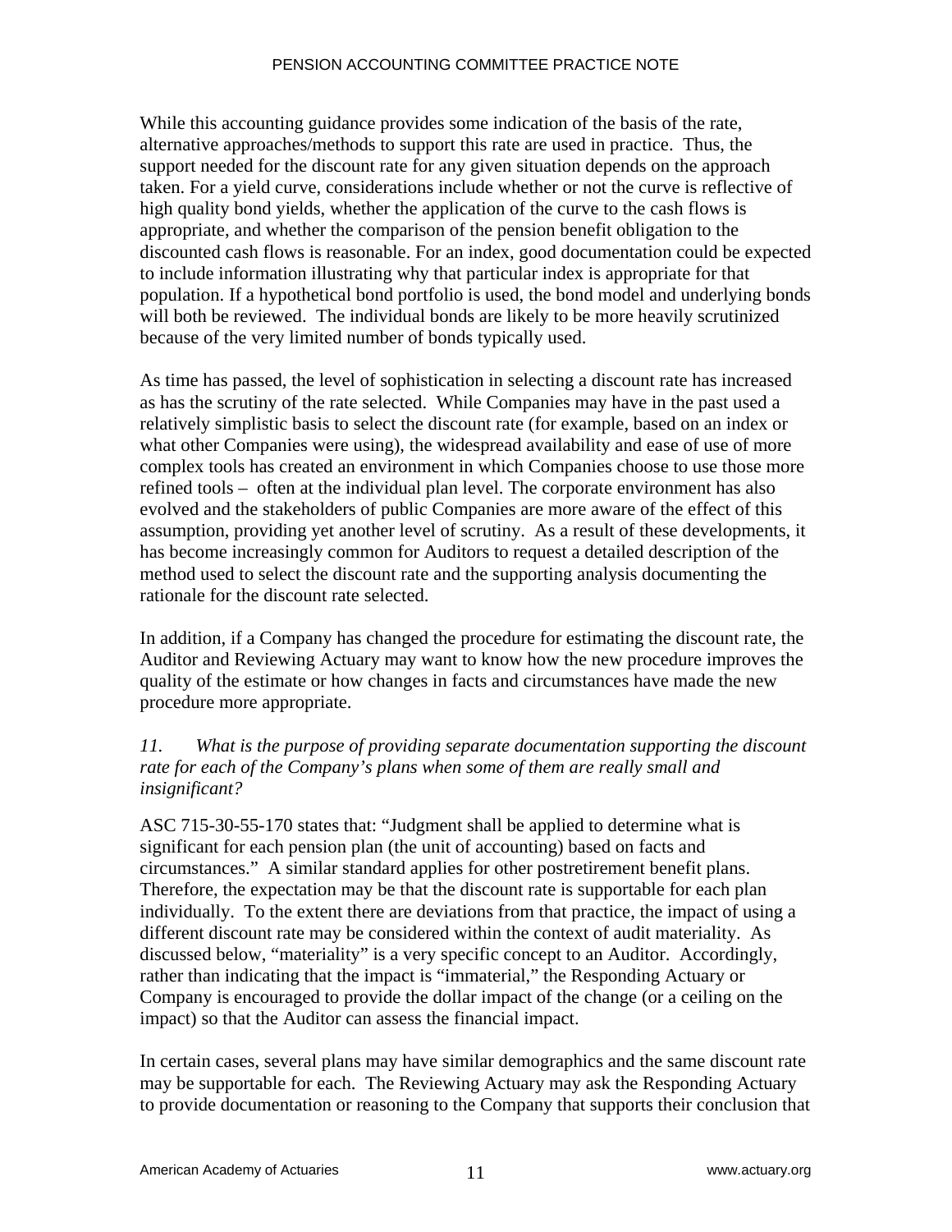While this accounting guidance provides some indication of the basis of the rate, alternative approaches/methods to support this rate are used in practice. Thus, the support needed for the discount rate for any given situation depends on the approach taken. For a yield curve, considerations include whether or not the curve is reflective of high quality bond yields, whether the application of the curve to the cash flows is appropriate, and whether the comparison of the pension benefit obligation to the discounted cash flows is reasonable. For an index, good documentation could be expected to include information illustrating why that particular index is appropriate for that population. If a hypothetical bond portfolio is used, the bond model and underlying bonds will both be reviewed. The individual bonds are likely to be more heavily scrutinized because of the very limited number of bonds typically used.

As time has passed, the level of sophistication in selecting a discount rate has increased as has the scrutiny of the rate selected. While Companies may have in the past used a relatively simplistic basis to select the discount rate (for example, based on an index or what other Companies were using), the widespread availability and ease of use of more complex tools has created an environment in which Companies choose to use those more refined tools – often at the individual plan level. The corporate environment has also evolved and the stakeholders of public Companies are more aware of the effect of this assumption, providing yet another level of scrutiny. As a result of these developments, it has become increasingly common for Auditors to request a detailed description of the method used to select the discount rate and the supporting analysis documenting the rationale for the discount rate selected.

In addition, if a Company has changed the procedure for estimating the discount rate, the Auditor and Reviewing Actuary may want to know how the new procedure improves the quality of the estimate or how changes in facts and circumstances have made the new procedure more appropriate.

*11. What is the purpose of providing separate documentation supporting the discount rate for each of the Company's plans when some of them are really small and insignificant?*

ASC 715-30-55-170 states that: "Judgment shall be applied to determine what is significant for each pension plan (the unit of accounting) based on facts and circumstances." A similar standard applies for other postretirement benefit plans. Therefore, the expectation may be that the discount rate is supportable for each plan individually. To the extent there are deviations from that practice, the impact of using a different discount rate may be considered within the context of audit materiality. As discussed below, "materiality" is a very specific concept to an Auditor. Accordingly, rather than indicating that the impact is "immaterial," the Responding Actuary or Company is encouraged to provide the dollar impact of the change (or a ceiling on the impact) so that the Auditor can assess the financial impact.

In certain cases, several plans may have similar demographics and the same discount rate may be supportable for each. The Reviewing Actuary may ask the Responding Actuary to provide documentation or reasoning to the Company that supports their conclusion that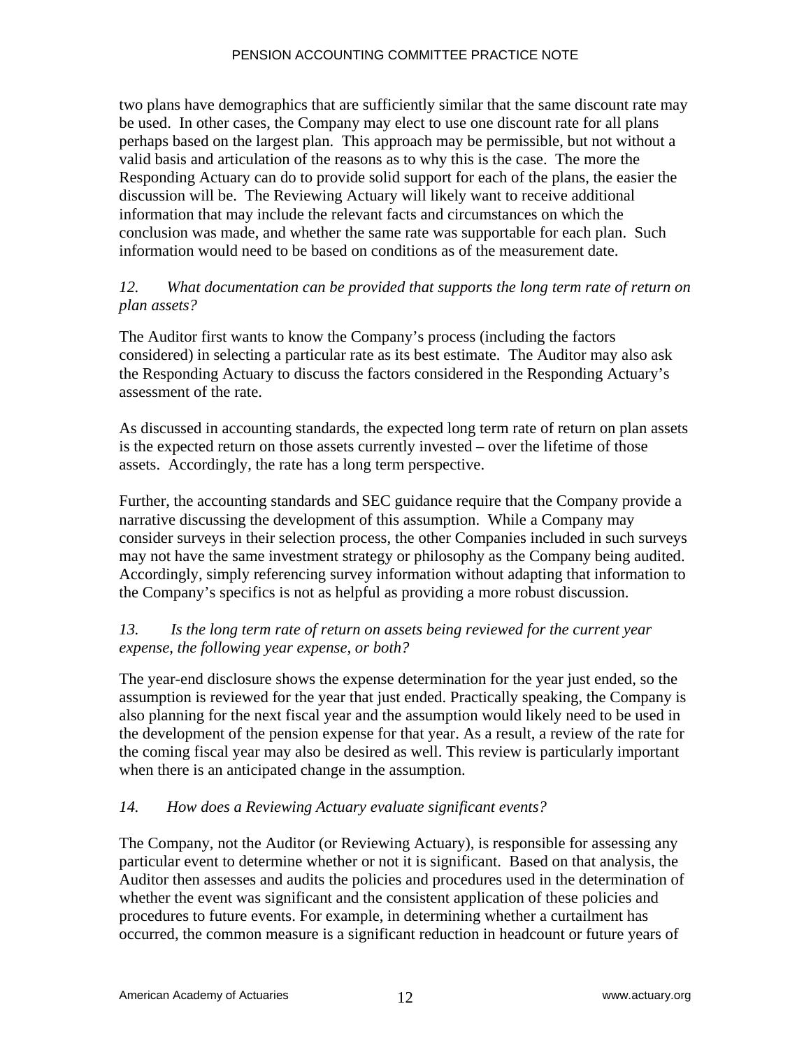two plans have demographics that are sufficiently similar that the same discount rate may be used. In other cases, the Company may elect to use one discount rate for all plans perhaps based on the largest plan. This approach may be permissible, but not without a valid basis and articulation of the reasons as to why this is the case. The more the Responding Actuary can do to provide solid support for each of the plans, the easier the discussion will be. The Reviewing Actuary will likely want to receive additional information that may include the relevant facts and circumstances on which the conclusion was made, and whether the same rate was supportable for each plan. Such information would need to be based on conditions as of the measurement date.

*12. What documentation can be provided that supports the long term rate of return on plan assets?*

The Auditor first wants to know the Company's process (including the factors considered) in selecting a particular rate as its best estimate. The Auditor may also ask the Responding Actuary to discuss the factors considered in the Responding Actuary's assessment of the rate.

As discussed in accounting standards, the expected long term rate of return on plan assets is the expected return on those assets currently invested – over the lifetime of those assets. Accordingly, the rate has a long term perspective.

Further, the accounting standards and SEC guidance require that the Company provide a narrative discussing the development of this assumption. While a Company may consider surveys in their selection process, the other Companies included in such surveys may not have the same investment strategy or philosophy as the Company being audited. Accordingly, simply referencing survey information without adapting that information to the Company's specifics is not as helpful as providing a more robust discussion.

*13. Is the long term rate of return on assets being reviewed for the current year expense, the following year expense, or both?*

The year-end disclosure shows the expense determination for the year just ended, so the assumption is reviewed for the year that just ended. Practically speaking, the Company is also planning for the next fiscal year and the assumption would likely need to be used in the development of the pension expense for that year. As a result, a review of the rate for the coming fiscal year may also be desired as well. This review is particularly important when there is an anticipated change in the assumption.

*14. How does a Reviewing Actuary evaluate significant events?*

The Company, not the Auditor (or Reviewing Actuary), is responsible for assessing any particular event to determine whether or not it is significant. Based on that analysis, the Auditor then assesses and audits the policies and procedures used in the determination of whether the event was significant and the consistent application of these policies and procedures to future events. For example, in determining whether a curtailment has occurred, the common measure is a significant reduction in headcount or future years of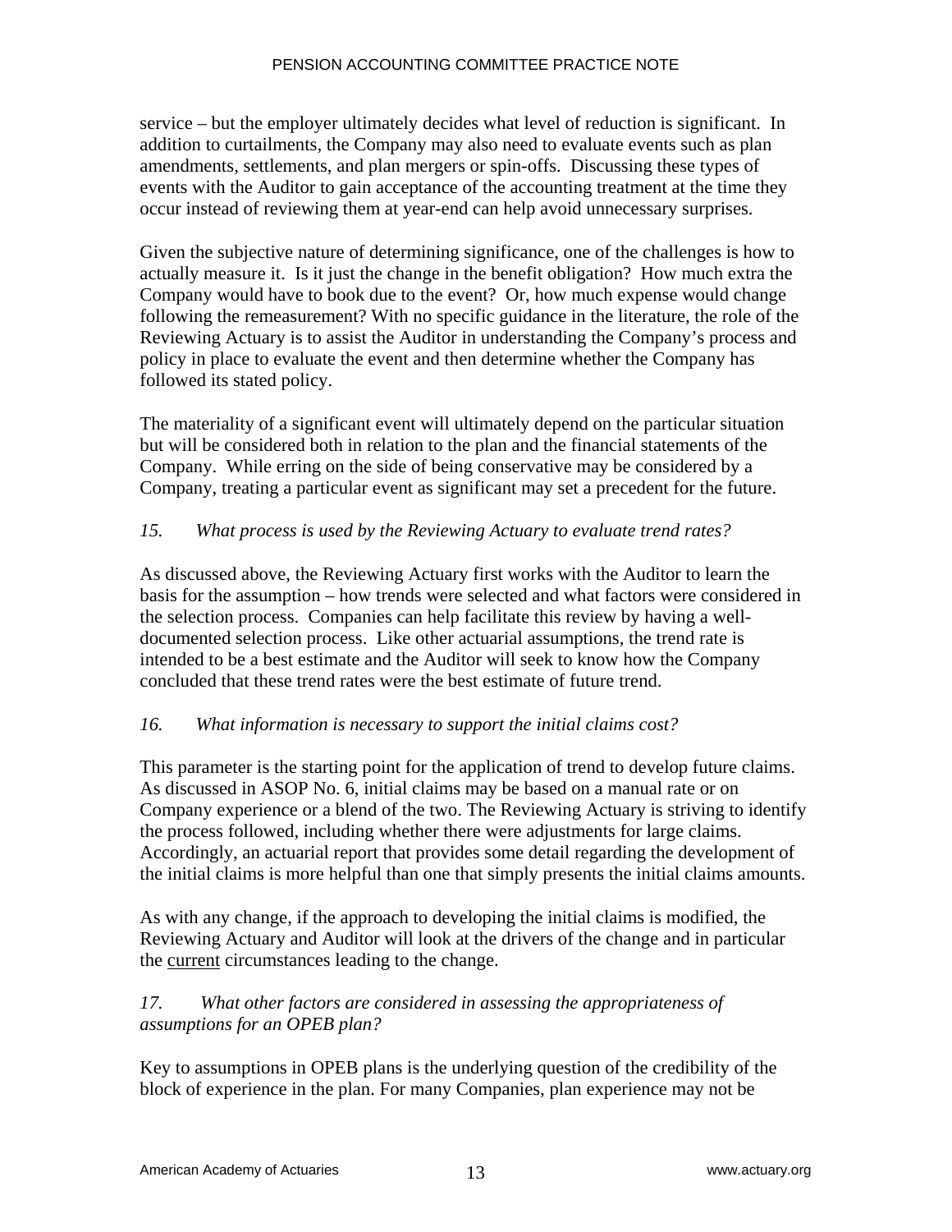service – but the employer ultimately decides what level of reduction is significant. In addition to curtailments, the Company may also need to evaluate events such as plan amendments, settlements, and plan mergers or spin-offs. Discussing these types of events with the Auditor to gain acceptance of the accounting treatment at the time they occur instead of reviewing them at year-end can help avoid unnecessary surprises.

Given the subjective nature of determining significance, one of the challenges is how to actually measure it. Is it just the change in the benefit obligation? How much extra the Company would have to book due to the event? Or, how much expense would change following the remeasurement? With no specific guidance in the literature, the role of the Reviewing Actuary is to assist the Auditor in understanding the Company's process and policy in place to evaluate the event and then determine whether the Company has followed its stated policy.

The materiality of a significant event will ultimately depend on the particular situation but will be considered both in relation to the plan and the financial statements of the Company. While erring on the side of being conservative may be considered by a Company, treating a particular event as significant may set a precedent for the future.

*15. What process is used by the Reviewing Actuary to evaluate trend rates?*

As discussed above, the Reviewing Actuary first works with the Auditor to learn the basis for the assumption – how trends were selected and what factors were considered in the selection process. Companies can help facilitate this review by having a well-documented selection process. Like other actuarial assumptions, the trend rate is intended to be a best estimate and the Auditor will seek to know how the Company concluded that these trend rates were the best estimate of future trend.

*16. What information is necessary to support the initial claims cost?*

This parameter is the starting point for the application of trend to develop future claims. As discussed in ASOP No. 6, initial claims may be based on a manual rate or on Company experience or a blend of the two. The Reviewing Actuary is striving to identify the process followed, including whether there were adjustments for large claims. Accordingly, an actuarial report that provides some detail regarding the development of the initial claims is more helpful than one that simply presents the initial claims amounts.

As with any change, if the approach to developing the initial claims is modified, the Reviewing Actuary and Auditor will look at the drivers of the change and in particular the <u>current</u> circumstances leading to the change.

*17. What other factors are considered in assessing the appropriateness of assumptions for an OPEB plan?*

Key to assumptions in OPEB plans is the underlying question of the credibility of the block of experience in the plan. For many Companies, plan experience may not be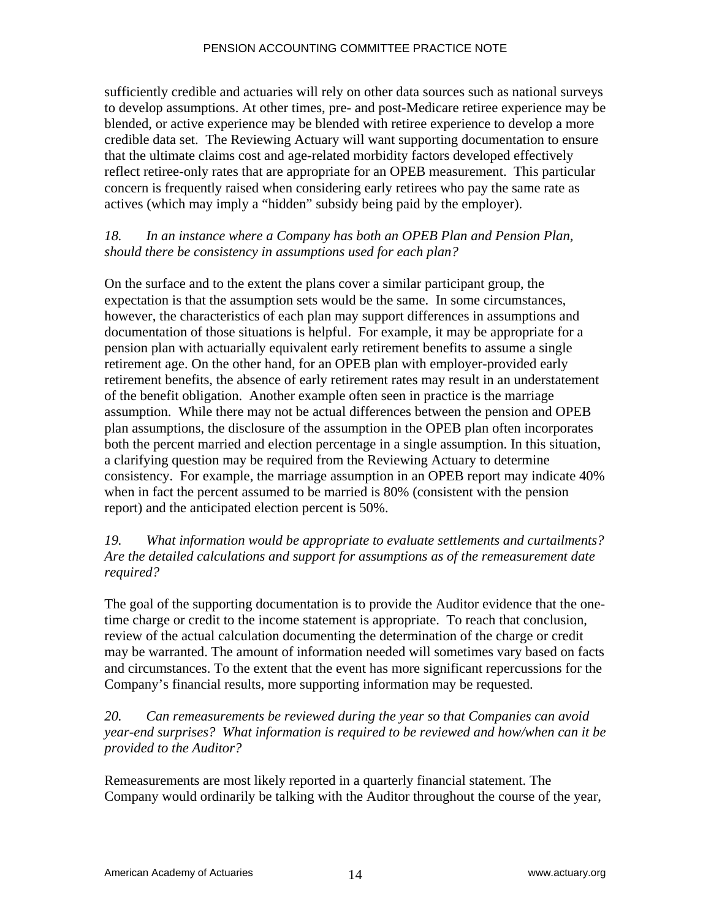sufficiently credible and actuaries will rely on other data sources such as national surveys to develop assumptions. At other times, pre- and post-Medicare retiree experience may be blended, or active experience may be blended with retiree experience to develop a more credible data set. The Reviewing Actuary will want supporting documentation to ensure that the ultimate claims cost and age-related morbidity factors developed effectively reflect retiree-only rates that are appropriate for an OPEB measurement. This particular concern is frequently raised when considering early retirees who pay the same rate as actives (which may imply a "hidden" subsidy being paid by the employer).

*18. In an instance where a Company has both an OPEB Plan and Pension Plan, should there be consistency in assumptions used for each plan?*

On the surface and to the extent the plans cover a similar participant group, the expectation is that the assumption sets would be the same. In some circumstances, however, the characteristics of each plan may support differences in assumptions and documentation of those situations is helpful. For example, it may be appropriate for a pension plan with actuarially equivalent early retirement benefits to assume a single retirement age. On the other hand, for an OPEB plan with employer-provided early retirement benefits, the absence of early retirement rates may result in an understatement of the benefit obligation. Another example often seen in practice is the marriage assumption. While there may not be actual differences between the pension and OPEB plan assumptions, the disclosure of the assumption in the OPEB plan often incorporates both the percent married and election percentage in a single assumption. In this situation, a clarifying question may be required from the Reviewing Actuary to determine consistency. For example, the marriage assumption in an OPEB report may indicate 40% when in fact the percent assumed to be married is 80% (consistent with the pension report) and the anticipated election percent is 50%.

*19. What information would be appropriate to evaluate settlements and curtailments? Are the detailed calculations and support for assumptions as of the remeasurement date required?*

The goal of the supporting documentation is to provide the Auditor evidence that the one-time charge or credit to the income statement is appropriate. To reach that conclusion, review of the actual calculation documenting the determination of the charge or credit may be warranted. The amount of information needed will sometimes vary based on facts and circumstances. To the extent that the event has more significant repercussions for the Company's financial results, more supporting information may be requested.

*20. Can remeasurements be reviewed during the year so that Companies can avoid year-end surprises? What information is required to be reviewed and how/when can it be provided to the Auditor?*

Remeasurements are most likely reported in a quarterly financial statement. The Company would ordinarily be talking with the Auditor throughout the course of the year,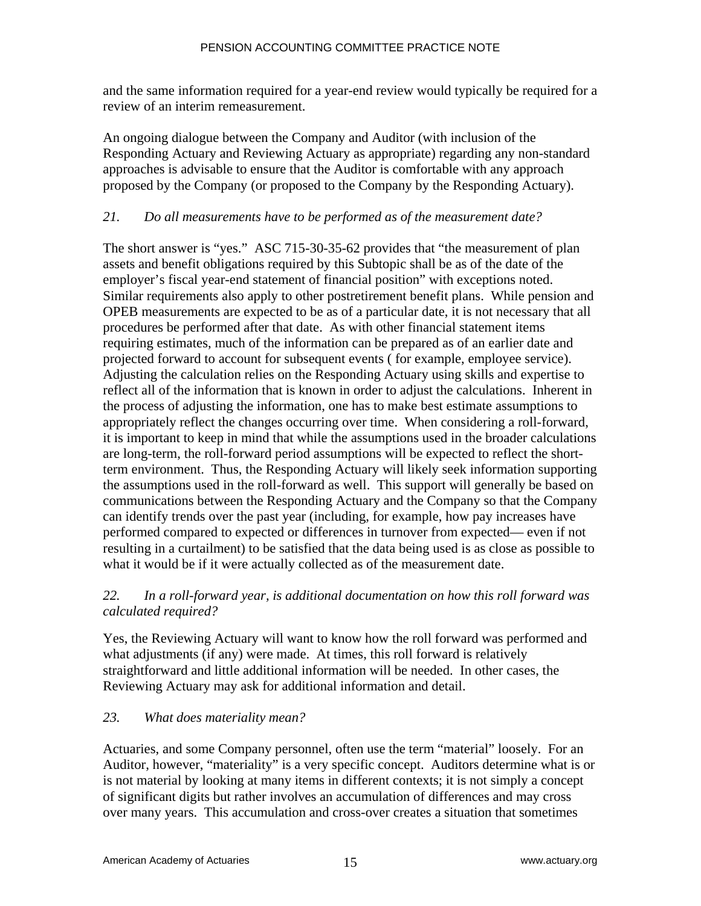and the same information required for a year-end review would typically be required for a review of an interim remeasurement.

An ongoing dialogue between the Company and Auditor (with inclusion of the Responding Actuary and Reviewing Actuary as appropriate) regarding any non-standard approaches is advisable to ensure that the Auditor is comfortable with any approach proposed by the Company (or proposed to the Company by the Responding Actuary).

*21. Do all measurements have to be performed as of the measurement date?*

The short answer is "yes." ASC 715-30-35-62 provides that "the measurement of plan assets and benefit obligations required by this Subtopic shall be as of the date of the employer's fiscal year-end statement of financial position" with exceptions noted. Similar requirements also apply to other postretirement benefit plans. While pension and OPEB measurements are expected to be as of a particular date, it is not necessary that all procedures be performed after that date. As with other financial statement items requiring estimates, much of the information can be prepared as of an earlier date and projected forward to account for subsequent events ( for example, employee service). Adjusting the calculation relies on the Responding Actuary using skills and expertise to reflect all of the information that is known in order to adjust the calculations. Inherent in the process of adjusting the information, one has to make best estimate assumptions to appropriately reflect the changes occurring over time. When considering a roll-forward, it is important to keep in mind that while the assumptions used in the broader calculations are long-term, the roll-forward period assumptions will be expected to reflect the short-term environment. Thus, the Responding Actuary will likely seek information supporting the assumptions used in the roll-forward as well. This support will generally be based on communications between the Responding Actuary and the Company so that the Company can identify trends over the past year (including, for example, how pay increases have performed compared to expected or differences in turnover from expected— even if not resulting in a curtailment) to be satisfied that the data being used is as close as possible to what it would be if it were actually collected as of the measurement date.

*22. In a roll-forward year, is additional documentation on how this roll forward was calculated required?*

Yes, the Reviewing Actuary will want to know how the roll forward was performed and what adjustments (if any) were made. At times, this roll forward is relatively straightforward and little additional information will be needed. In other cases, the Reviewing Actuary may ask for additional information and detail.

*23. What does materiality mean?*

Actuaries, and some Company personnel, often use the term "material" loosely. For an Auditor, however, "materiality" is a very specific concept. Auditors determine what is or is not material by looking at many items in different contexts; it is not simply a concept of significant digits but rather involves an accumulation of differences and may cross over many years. This accumulation and cross-over creates a situation that sometimes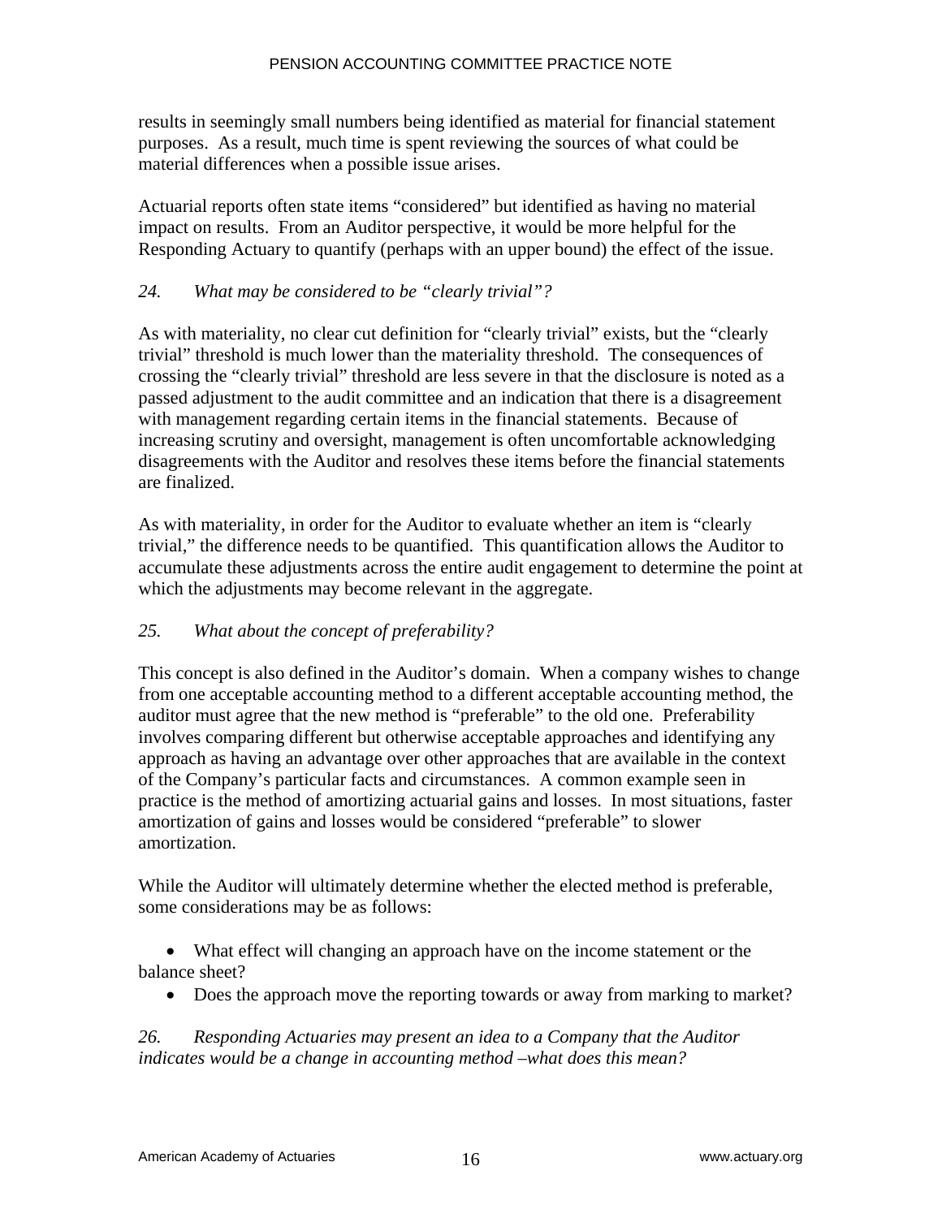results in seemingly small numbers being identified as material for financial statement purposes. As a result, much time is spent reviewing the sources of what could be material differences when a possible issue arises.

Actuarial reports often state items "considered" but identified as having no material impact on results. From an Auditor perspective, it would be more helpful for the Responding Actuary to quantify (perhaps with an upper bound) the effect of the issue.

*24. What may be considered to be "clearly trivial"?*

As with materiality, no clear cut definition for "clearly trivial" exists, but the "clearly trivial" threshold is much lower than the materiality threshold. The consequences of crossing the "clearly trivial" threshold are less severe in that the disclosure is noted as a passed adjustment to the audit committee and an indication that there is a disagreement with management regarding certain items in the financial statements. Because of increasing scrutiny and oversight, management is often uncomfortable acknowledging disagreements with the Auditor and resolves these items before the financial statements are finalized.

As with materiality, in order for the Auditor to evaluate whether an item is "clearly trivial," the difference needs to be quantified. This quantification allows the Auditor to accumulate these adjustments across the entire audit engagement to determine the point at which the adjustments may become relevant in the aggregate.

*25. What about the concept of preferability?*

This concept is also defined in the Auditor's domain. When a company wishes to change from one acceptable accounting method to a different acceptable accounting method, the auditor must agree that the new method is "preferable" to the old one. Preferability involves comparing different but otherwise acceptable approaches and identifying any approach as having an advantage over other approaches that are available in the context of the Company's particular facts and circumstances. A common example seen in practice is the method of amortizing actuarial gains and losses. In most situations, faster amortization of gains and losses would be considered "preferable" to slower amortization.

While the Auditor will ultimately determine whether the elected method is preferable, some considerations may be as follows:

- What effect will changing an approach have on the income statement or the balance sheet?
- Does the approach move the reporting towards or away from marking to market?

*26. Responding Actuaries may present an idea to a Company that the Auditor indicates would be a change in accounting method –what does this mean?*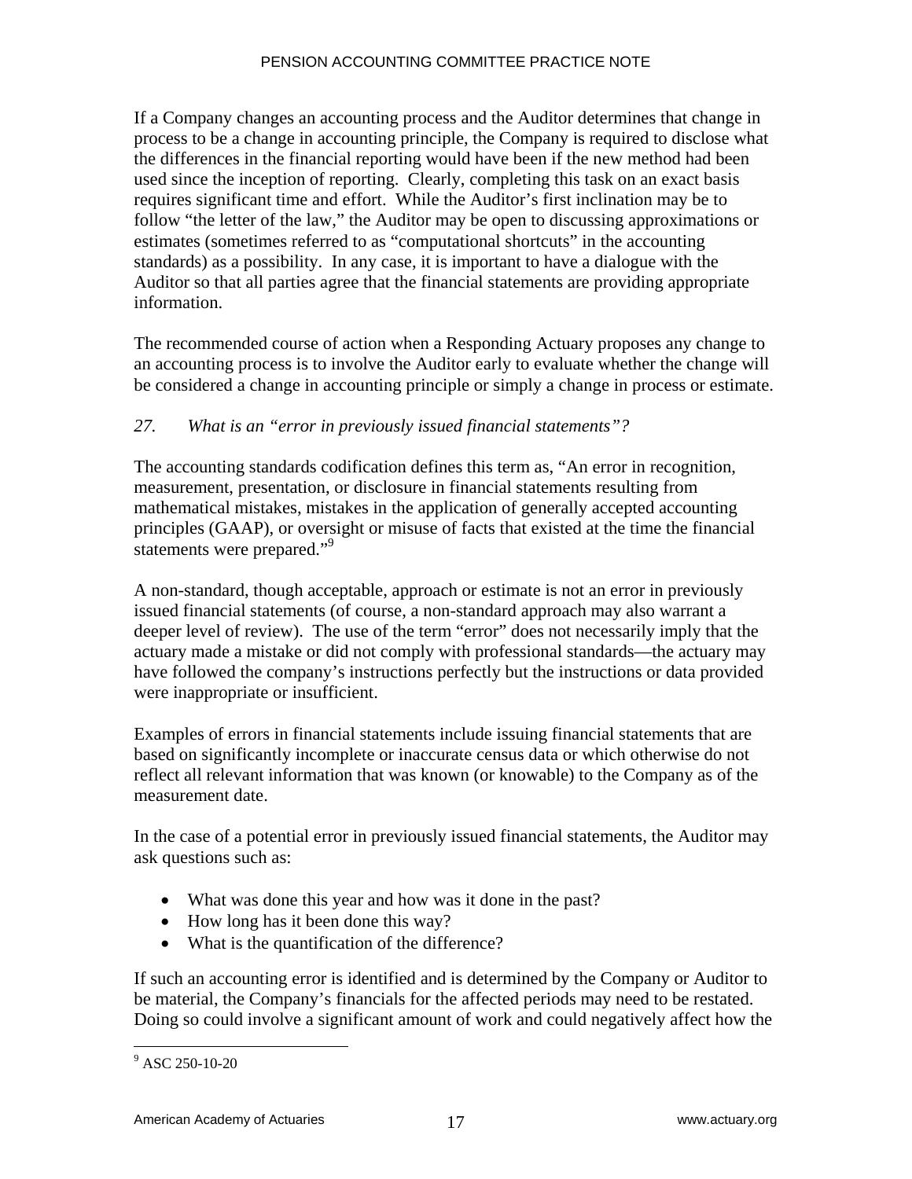If a Company changes an accounting process and the Auditor determines that change in process to be a change in accounting principle, the Company is required to disclose what the differences in the financial reporting would have been if the new method had been used since the inception of reporting. Clearly, completing this task on an exact basis requires significant time and effort. While the Auditor's first inclination may be to follow "the letter of the law," the Auditor may be open to discussing approximations or estimates (sometimes referred to as "computational shortcuts" in the accounting standards) as a possibility. In any case, it is important to have a dialogue with the Auditor so that all parties agree that the financial statements are providing appropriate information.

The recommended course of action when a Responding Actuary proposes any change to an accounting process is to involve the Auditor early to evaluate whether the change will be considered a change in accounting principle or simply a change in process or estimate.

*27. What is an "error in previously issued financial statements"?*

The accounting standards codification defines this term as, "An error in recognition, measurement, presentation, or disclosure in financial statements resulting from mathematical mistakes, mistakes in the application of generally accepted accounting principles (GAAP), or oversight or misuse of facts that existed at the time the financial statements were prepared."[9]

A non-standard, though acceptable, approach or estimate is not an error in previously issued financial statements (of course, a non-standard approach may also warrant a deeper level of review). The use of the term "error" does not necessarily imply that the actuary made a mistake or did not comply with professional standards—the actuary may have followed the company's instructions perfectly but the instructions or data provided were inappropriate or insufficient.

Examples of errors in financial statements include issuing financial statements that are based on significantly incomplete or inaccurate census data or which otherwise do not reflect all relevant information that was known (or knowable) to the Company as of the measurement date.

In the case of a potential error in previously issued financial statements, the Auditor may ask questions such as:

- What was done this year and how was it done in the past?
- How long has it been done this way?
- What is the quantification of the difference?

If such an accounting error is identified and is determined by the Company or Auditor to be material, the Company's financials for the affected periods may need to be restated. Doing so could involve a significant amount of work and could negatively affect how the

[9] ASC 250-10-20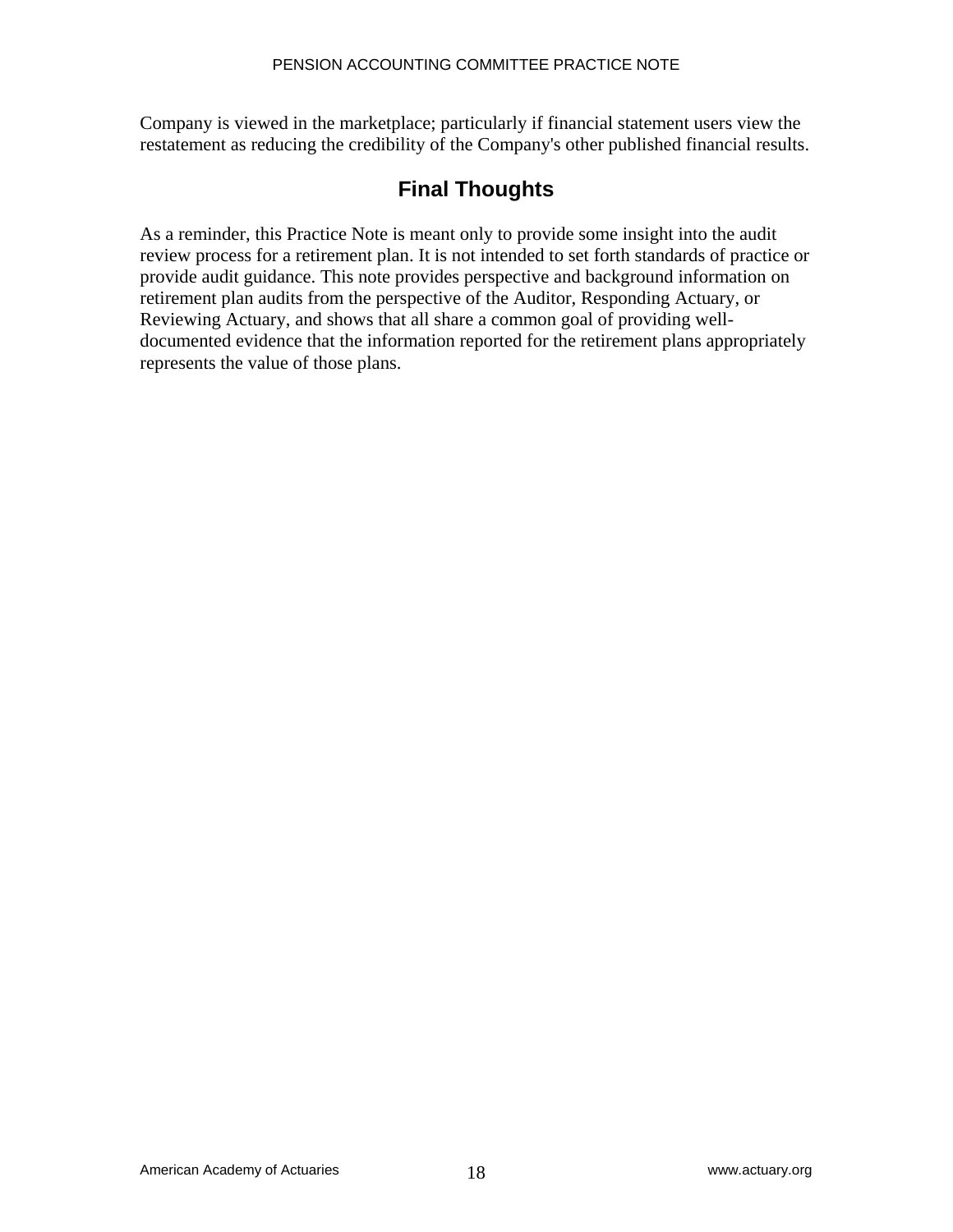Company is viewed in the marketplace; particularly if financial statement users view the restatement as reducing the credibility of the Company's other published financial results.

## Final Thoughts

As a reminder, this Practice Note is meant only to provide some insight into the audit review process for a retirement plan. It is not intended to set forth standards of practice or provide audit guidance. This note provides perspective and background information on retirement plan audits from the perspective of the Auditor, Responding Actuary, or Reviewing Actuary, and shows that all share a common goal of providing well-documented evidence that the information reported for the retirement plans appropriately represents the value of those plans.